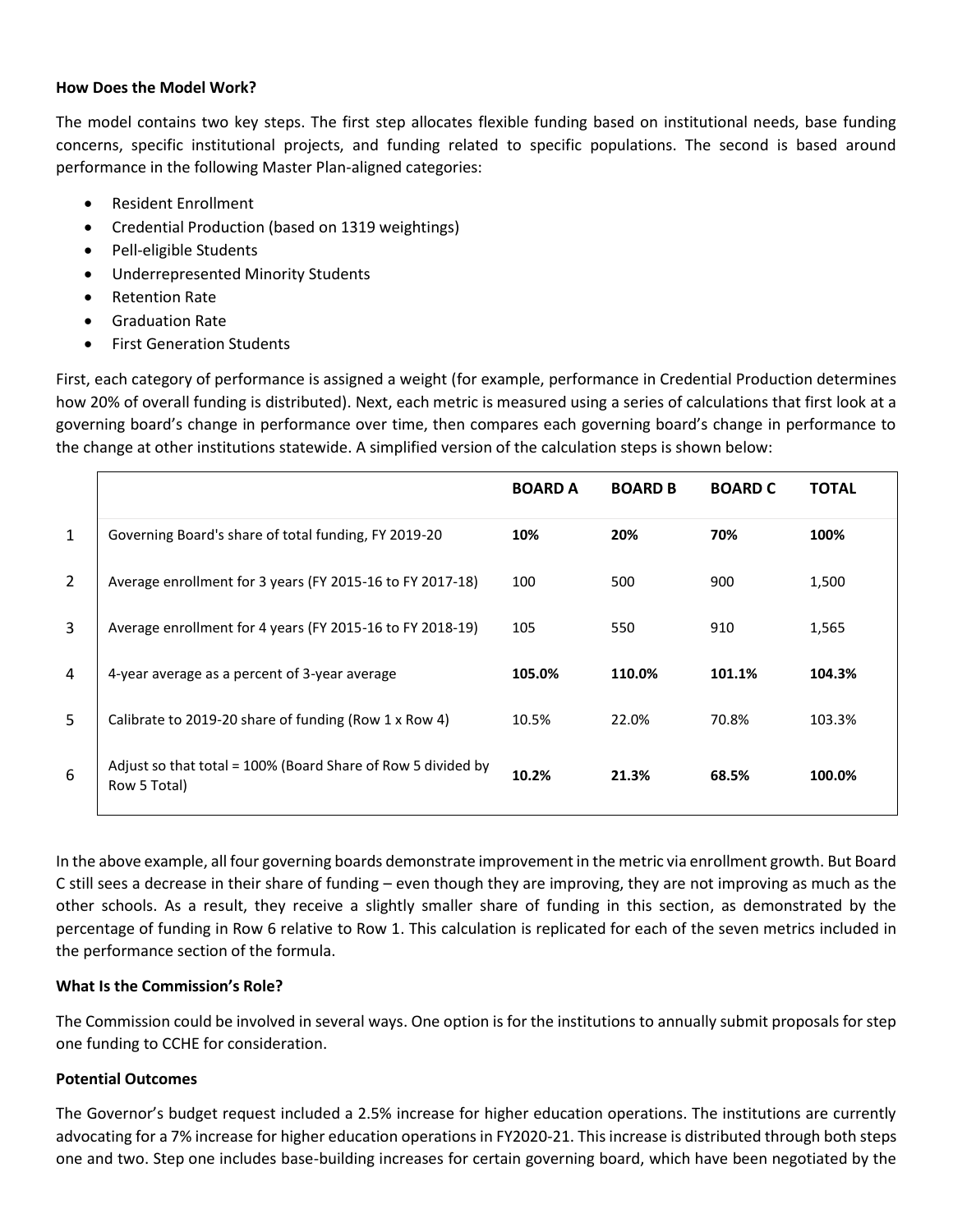**How Does the Model Work?**

The model contains two key steps. The first step allocates flexible funding based on institutional needs, base funding concerns, specific institutional projects, and funding related to specific populations. The second is based around performance in the following Master Plan-aligned categories:

- Resident Enrollment
- Credential Production (based on 1319 weightings)
- Pell-eligible Students
- Underrepresented Minority Students
- Retention Rate
- Graduation Rate
- First Generation Students

First, each category of performance is assigned a weight (for example, performance in Credential Production determines how 20% of overall funding is distributed). Next, each metric is measured using a series of calculations that first look at a governing board's change in performance over time, then compares each governing board's change in performance to the change at other institutions statewide. A simplified version of the calculation steps is shown below:

| | | **BOARD A** | **BOARD B** | **BOARD C** | **TOTAL** |
|---|---|---|---|---|---|
| 1 | Governing Board's share of total funding, FY 2019-20 | **10%** | **20%** | **70%** | **100%** |
| 2 | Average enrollment for 3 years (FY 2015-16 to FY 2017-18) | 100 | 500 | 900 | 1,500 |
| 3 | Average enrollment for 4 years (FY 2015-16 to FY 2018-19) | 105 | 550 | 910 | 1,565 |
| 4 | 4-year average as a percent of 3-year average | **105.0%** | **110.0%** | **101.1%** | **104.3%** |
| 5 | Calibrate to 2019-20 share of funding (Row 1 x Row 4) | 10.5% | 22.0% | 70.8% | 103.3% |
| 6 | Adjust so that total = 100% (Board Share of Row 5 divided by Row 5 Total) | **10.2%** | **21.3%** | **68.5%** | **100.0%** |

In the above example, all four governing boards demonstrate improvement in the metric via enrollment growth. But Board C still sees a decrease in their share of funding – even though they are improving, they are not improving as much as the other schools. As a result, they receive a slightly smaller share of funding in this section, as demonstrated by the percentage of funding in Row 6 relative to Row 1. This calculation is replicated for each of the seven metrics included in the performance section of the formula.

**What Is the Commission's Role?**

The Commission could be involved in several ways. One option is for the institutions to annually submit proposals for step one funding to CCHE for consideration.

**Potential Outcomes**

The Governor's budget request included a 2.5% increase for higher education operations. The institutions are currently advocating for a 7% increase for higher education operations in FY2020-21. This increase is distributed through both steps one and two. Step one includes base-building increases for certain governing board, which have been negotiated by the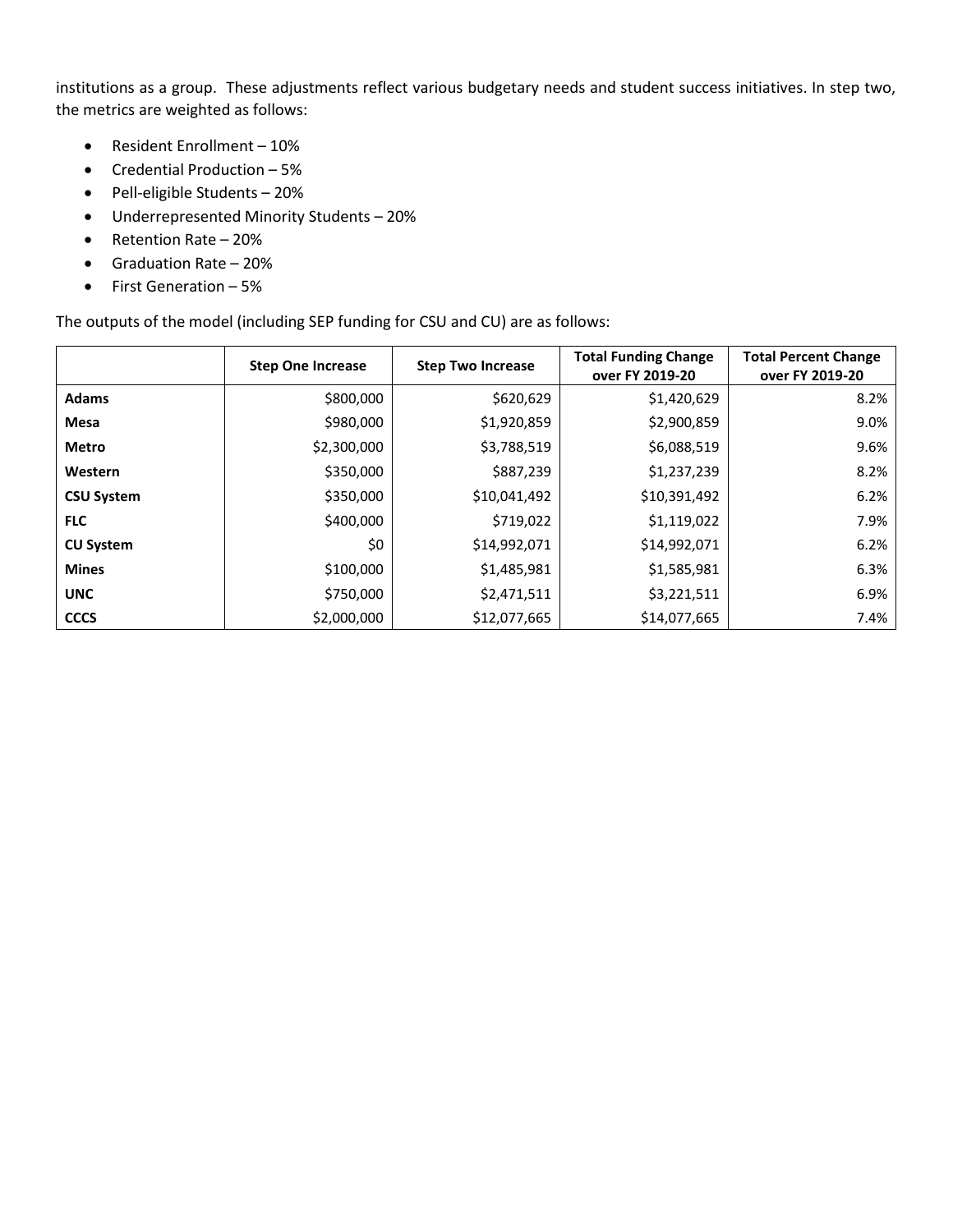institutions as a group. These adjustments reflect various budgetary needs and student success initiatives. In step two, the metrics are weighted as follows:

- Resident Enrollment – 10%
- Credential Production – 5%
- Pell-eligible Students – 20%
- Underrepresented Minority Students – 20%
- Retention Rate – 20%
- Graduation Rate – 20%
- First Generation – 5%

The outputs of the model (including SEP funding for CSU and CU) are as follows:

| | Step One Increase | Step Two Increase | Total Funding Change over FY 2019-20 | Total Percent Change over FY 2019-20 |
|---|---|---|---|---|
| **Adams** | $800,000 | $620,629 | $1,420,629 | 8.2% |
| **Mesa** | $980,000 | $1,920,859 | $2,900,859 | 9.0% |
| **Metro** | $2,300,000 | $3,788,519 | $6,088,519 | 9.6% |
| **Western** | $350,000 | $887,239 | $1,237,239 | 8.2% |
| **CSU System** | $350,000 | $10,041,492 | $10,391,492 | 6.2% |
| **FLC** | $400,000 | $719,022 | $1,119,022 | 7.9% |
| **CU System** | $0 | $14,992,071 | $14,992,071 | 6.2% |
| **Mines** | $100,000 | $1,485,981 | $1,585,981 | 6.3% |
| **UNC** | $750,000 | $2,471,511 | $3,221,511 | 6.9% |
| **CCCS** | $2,000,000 | $12,077,665 | $14,077,665 | 7.4% |